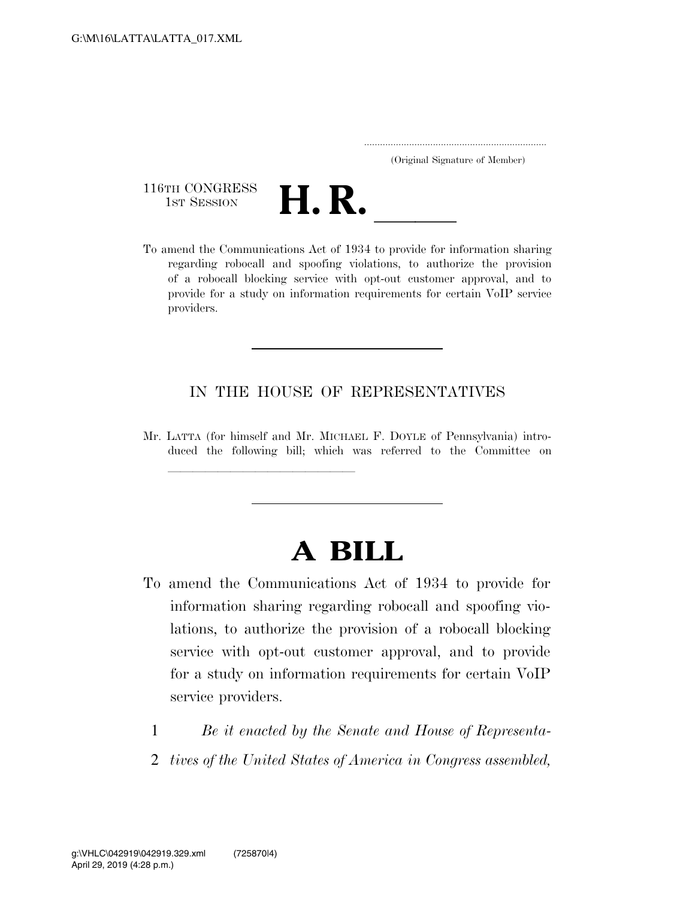(Original Signature of Member)

116TH CONGRESS
1ST SESSION

# H. R. \_\_\_\_\_\_

To amend the Communications Act of 1934 to provide for information sharing regarding robocall and spoofing violations, to authorize the provision of a robocall blocking service with opt-out customer approval, and to provide for a study on information requirements for certain VoIP service providers.

---

IN THE HOUSE OF REPRESENTATIVES

Mr. LATTA (for himself and Mr. MICHAEL F. DOYLE of Pennsylvania) introduced the following bill; which was referred to the Committee on \_\_\_\_\_\_\_\_\_\_\_\_\_\_\_\_\_\_\_\_\_\_\_\_

---

# A BILL

To amend the Communications Act of 1934 to provide for information sharing regarding robocall and spoofing violations, to authorize the provision of a robocall blocking service with opt-out customer approval, and to provide for a study on information requirements for certain VoIP service providers.

1 *Be it enacted by the Senate and House of Representa-*
2 *tives of the United States of America in Congress assembled,*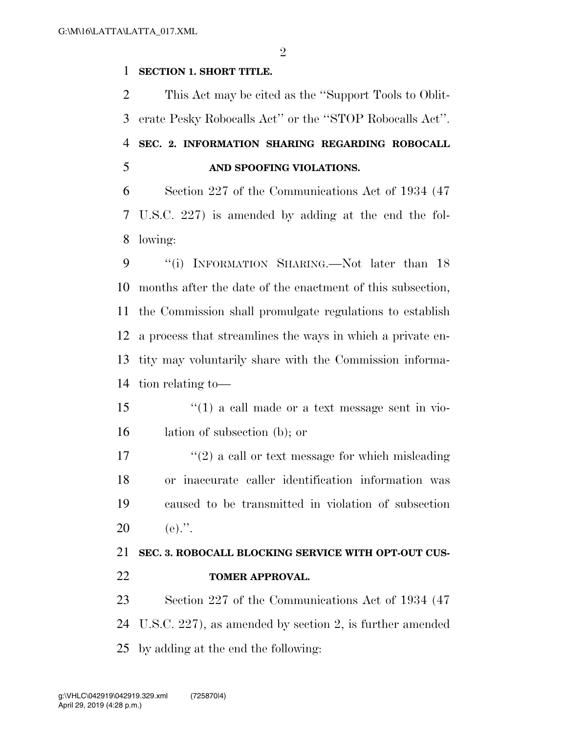**SECTION 1. SHORT TITLE.**

This Act may be cited as the ''Support Tools to Obliterate Pesky Robocalls Act'' or the ''STOP Robocalls Act''.

**SEC. 2. INFORMATION SHARING REGARDING ROBOCALL AND SPOOFING VIOLATIONS.**

Section 227 of the Communications Act of 1934 (47 U.S.C. 227) is amended by adding at the end the following:

''(i) INFORMATION SHARING.—Not later than 18 months after the date of the enactment of this subsection, the Commission shall promulgate regulations to establish a process that streamlines the ways in which a private entity may voluntarily share with the Commission information relating to—

''(1) a call made or a text message sent in violation of subsection (b); or

''(2) a call or text message for which misleading or inaccurate caller identification information was caused to be transmitted in violation of subsection (e).''.

**SEC. 3. ROBOCALL BLOCKING SERVICE WITH OPT-OUT CUSTOMER APPROVAL.**

Section 227 of the Communications Act of 1934 (47 U.S.C. 227), as amended by section 2, is further amended by adding at the end the following: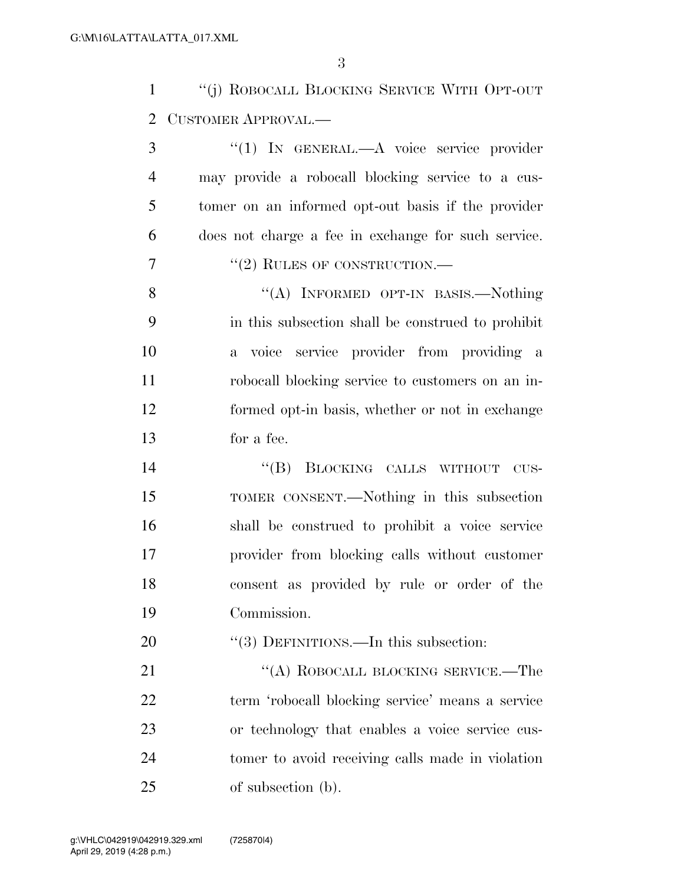"(j) ROBOCALL BLOCKING SERVICE WITH OPT-OUT CUSTOMER APPROVAL.—

"(1) IN GENERAL.—A voice service provider may provide a robocall blocking service to a customer on an informed opt-out basis if the provider does not charge a fee in exchange for such service.

"(2) RULES OF CONSTRUCTION.—

"(A) INFORMED OPT-IN BASIS.—Nothing in this subsection shall be construed to prohibit a voice service provider from providing a robocall blocking service to customers on an informed opt-in basis, whether or not in exchange for a fee.

"(B) BLOCKING CALLS WITHOUT CUSTOMER CONSENT.—Nothing in this subsection shall be construed to prohibit a voice service provider from blocking calls without customer consent as provided by rule or order of the Commission.

"(3) DEFINITIONS.—In this subsection:

"(A) ROBOCALL BLOCKING SERVICE.—The term 'robocall blocking service' means a service or technology that enables a voice service customer to avoid receiving calls made in violation of subsection (b).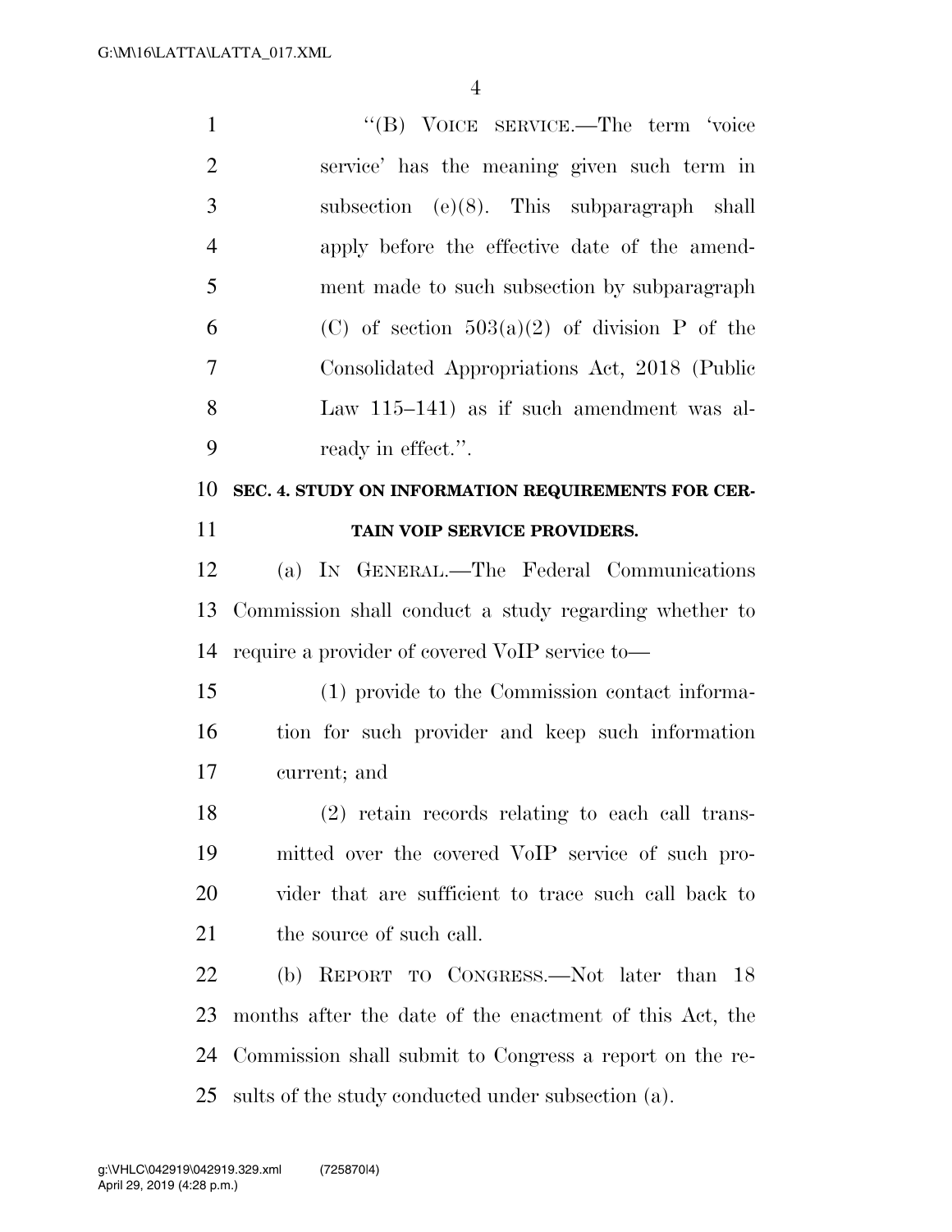"(B) VOICE SERVICE.—The term 'voice service' has the meaning given such term in subsection (e)(8). This subparagraph shall apply before the effective date of the amendment made to such subsection by subparagraph (C) of section 503(a)(2) of division P of the Consolidated Appropriations Act, 2018 (Public Law 115–141) as if such amendment was already in effect.".

**SEC. 4. STUDY ON INFORMATION REQUIREMENTS FOR CERTAIN VOIP SERVICE PROVIDERS.**

(a) IN GENERAL.—The Federal Communications Commission shall conduct a study regarding whether to require a provider of covered VoIP service to—

(1) provide to the Commission contact information for such provider and keep such information current; and

(2) retain records relating to each call transmitted over the covered VoIP service of such provider that are sufficient to trace such call back to the source of such call.

(b) REPORT TO CONGRESS.—Not later than 18 months after the date of the enactment of this Act, the Commission shall submit to Congress a report on the results of the study conducted under subsection (a).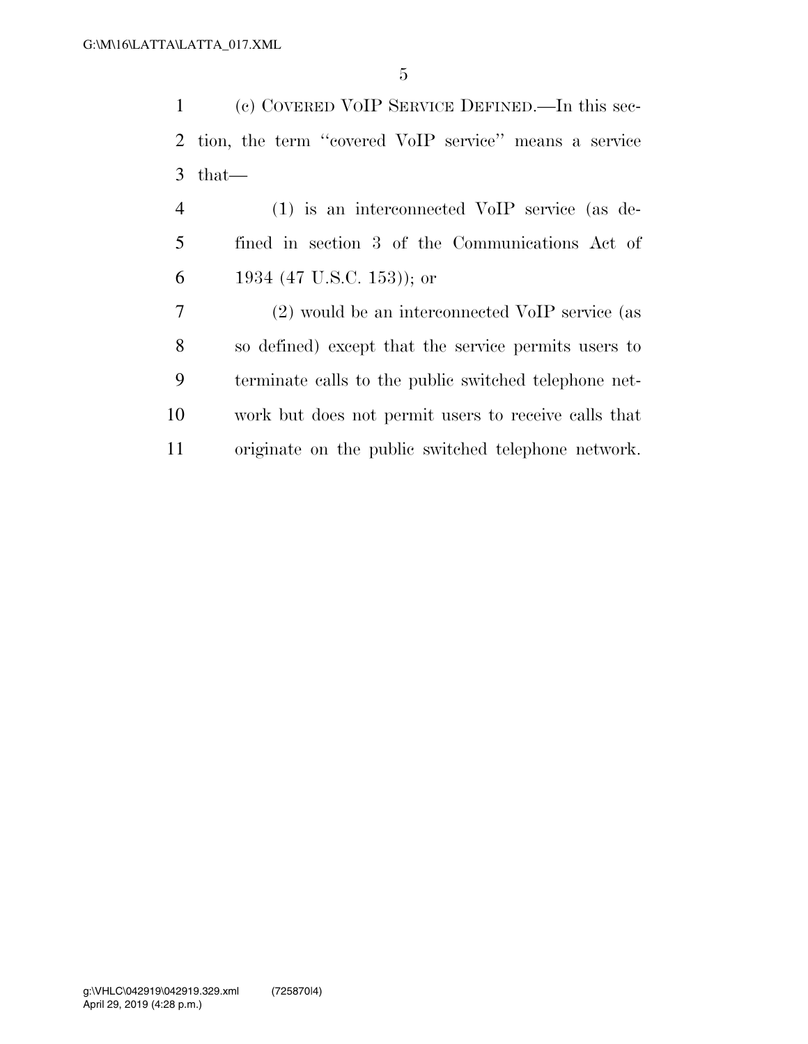(c) COVERED VOIP SERVICE DEFINED.—In this section, the term "covered VoIP service" means a service that—

(1) is an interconnected VoIP service (as defined in section 3 of the Communications Act of 1934 (47 U.S.C. 153)); or

(2) would be an interconnected VoIP service (as so defined) except that the service permits users to terminate calls to the public switched telephone network but does not permit users to receive calls that originate on the public switched telephone network.